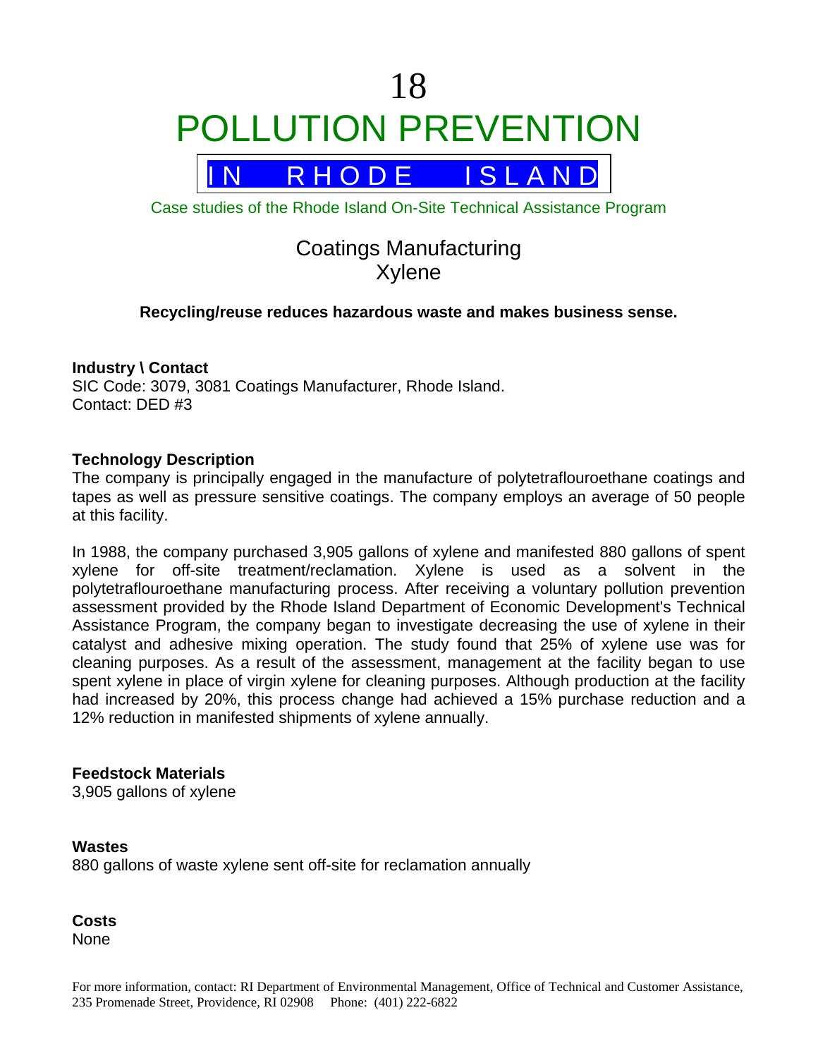# 18

# POLLUTION PREVENTION

## IN RHODE ISLAND

Case studies of the Rhode Island On-Site Technical Assistance Program

## Coatings Manufacturing
## Xylene

**Recycling/reuse reduces hazardous waste and makes business sense.**

**Industry \ Contact**
SIC Code: 3079, 3081 Coatings Manufacturer, Rhode Island.
Contact: DED #3

**Technology Description**
The company is principally engaged in the manufacture of polytetraflouroethane coatings and tapes as well as pressure sensitive coatings. The company employs an average of 50 people at this facility.

In 1988, the company purchased 3,905 gallons of xylene and manifested 880 gallons of spent xylene for off-site treatment/reclamation. Xylene is used as a solvent in the polytetraflouroethane manufacturing process. After receiving a voluntary pollution prevention assessment provided by the Rhode Island Department of Economic Development's Technical Assistance Program, the company began to investigate decreasing the use of xylene in their catalyst and adhesive mixing operation. The study found that 25% of xylene use was for cleaning purposes. As a result of the assessment, management at the facility began to use spent xylene in place of virgin xylene for cleaning purposes. Although production at the facility had increased by 20%, this process change had achieved a 15% purchase reduction and a 12% reduction in manifested shipments of xylene annually.

**Feedstock Materials**
3,905 gallons of xylene

**Wastes**
880 gallons of waste xylene sent off-site for reclamation annually

**Costs**
None

For more information, contact: RI Department of Environmental Management, Office of Technical and Customer Assistance, 235 Promenade Street, Providence, RI 02908 Phone: (401) 222-6822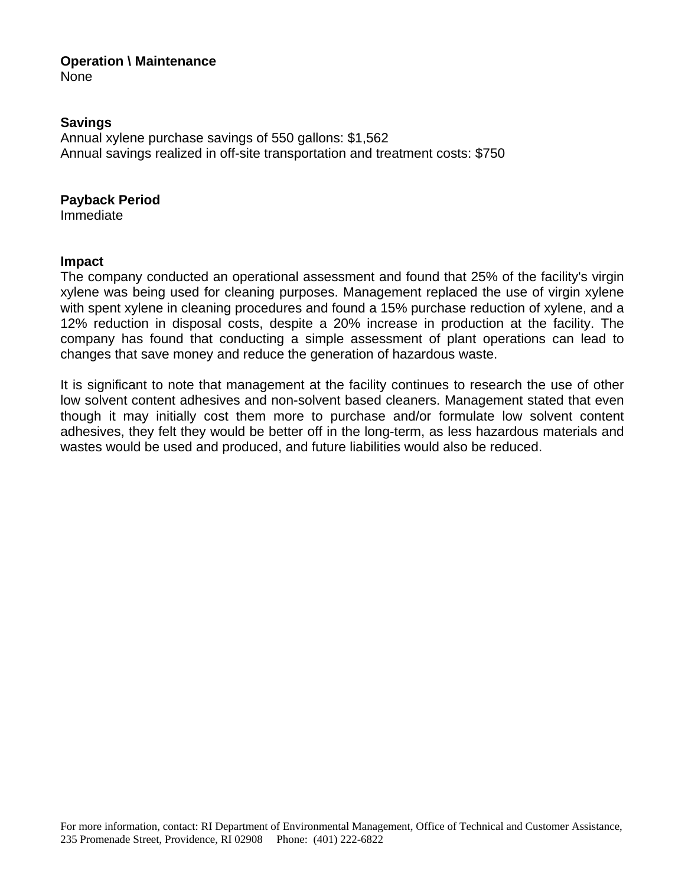**Operation \ Maintenance**
None

**Savings**
Annual xylene purchase savings of 550 gallons: $1,562
Annual savings realized in off-site transportation and treatment costs: $750

**Payback Period**
Immediate

**Impact**
The company conducted an operational assessment and found that 25% of the facility's virgin xylene was being used for cleaning purposes. Management replaced the use of virgin xylene with spent xylene in cleaning procedures and found a 15% purchase reduction of xylene, and a 12% reduction in disposal costs, despite a 20% increase in production at the facility. The company has found that conducting a simple assessment of plant operations can lead to changes that save money and reduce the generation of hazardous waste.

It is significant to note that management at the facility continues to research the use of other low solvent content adhesives and non-solvent based cleaners. Management stated that even though it may initially cost them more to purchase and/or formulate low solvent content adhesives, they felt they would be better off in the long-term, as less hazardous materials and wastes would be used and produced, and future liabilities would also be reduced.

For more information, contact: RI Department of Environmental Management, Office of Technical and Customer Assistance, 235 Promenade Street, Providence, RI 02908 Phone: (401) 222-6822